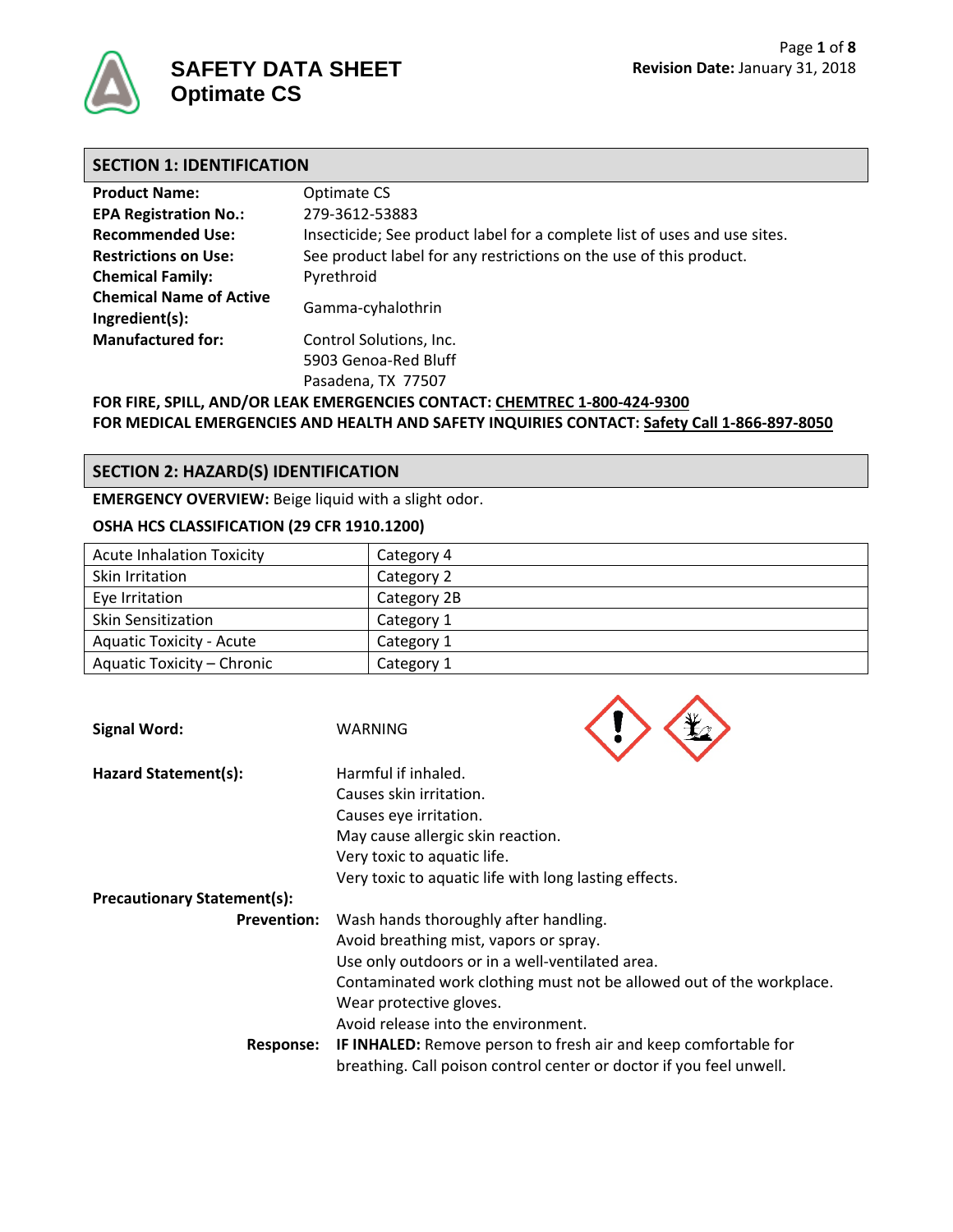# SAFETY DATA SHEET
# Optimate CS

**Revision Date:** January 31, 2018

## SECTION 1: IDENTIFICATION

| | |
|---|---|
| **Product Name:** | Optimate CS |
| **EPA Registration No.:** | 279-3612-53883 |
| **Recommended Use:** | Insecticide; See product label for a complete list of uses and use sites. |
| **Restrictions on Use:** | See product label for any restrictions on the use of this product. |
| **Chemical Family:** | Pyrethroid |
| **Chemical Name of Active Ingredient(s):** | Gamma-cyhalothrin |
| **Manufactured for:** | Control Solutions, Inc.<br>5903 Genoa-Red Bluff<br>Pasadena, TX 77507 |

**FOR FIRE, SPILL, AND/OR LEAK EMERGENCIES CONTACT: CHEMTREC 1-800-424-9300**
**FOR MEDICAL EMERGENCIES AND HEALTH AND SAFETY INQUIRIES CONTACT: Safety Call 1-866-897-8050**

## SECTION 2: HAZARD(S) IDENTIFICATION

**EMERGENCY OVERVIEW:** Beige liquid with a slight odor.

**OSHA HCS CLASSIFICATION (29 CFR 1910.1200)**

| | |
|---|---|
| Acute Inhalation Toxicity | Category 4 |
| Skin Irritation | Category 2 |
| Eye Irritation | Category 2B |
| Skin Sensitization | Category 1 |
| Aquatic Toxicity - Acute | Category 1 |
| Aquatic Toxicity – Chronic | Category 1 |

**Signal Word:** WARNING

**Hazard Statement(s):**
Harmful if inhaled.
Causes skin irritation.
Causes eye irritation.
May cause allergic skin reaction.
Very toxic to aquatic life.
Very toxic to aquatic life with long lasting effects.

**Precautionary Statement(s):**

**Prevention:**
Wash hands thoroughly after handling.
Avoid breathing mist, vapors or spray.
Use only outdoors or in a well-ventilated area.
Contaminated work clothing must not be allowed out of the workplace.
Wear protective gloves.
Avoid release into the environment.

**Response:**
**IF INHALED:** Remove person to fresh air and keep comfortable for breathing. Call poison control center or doctor if you feel unwell.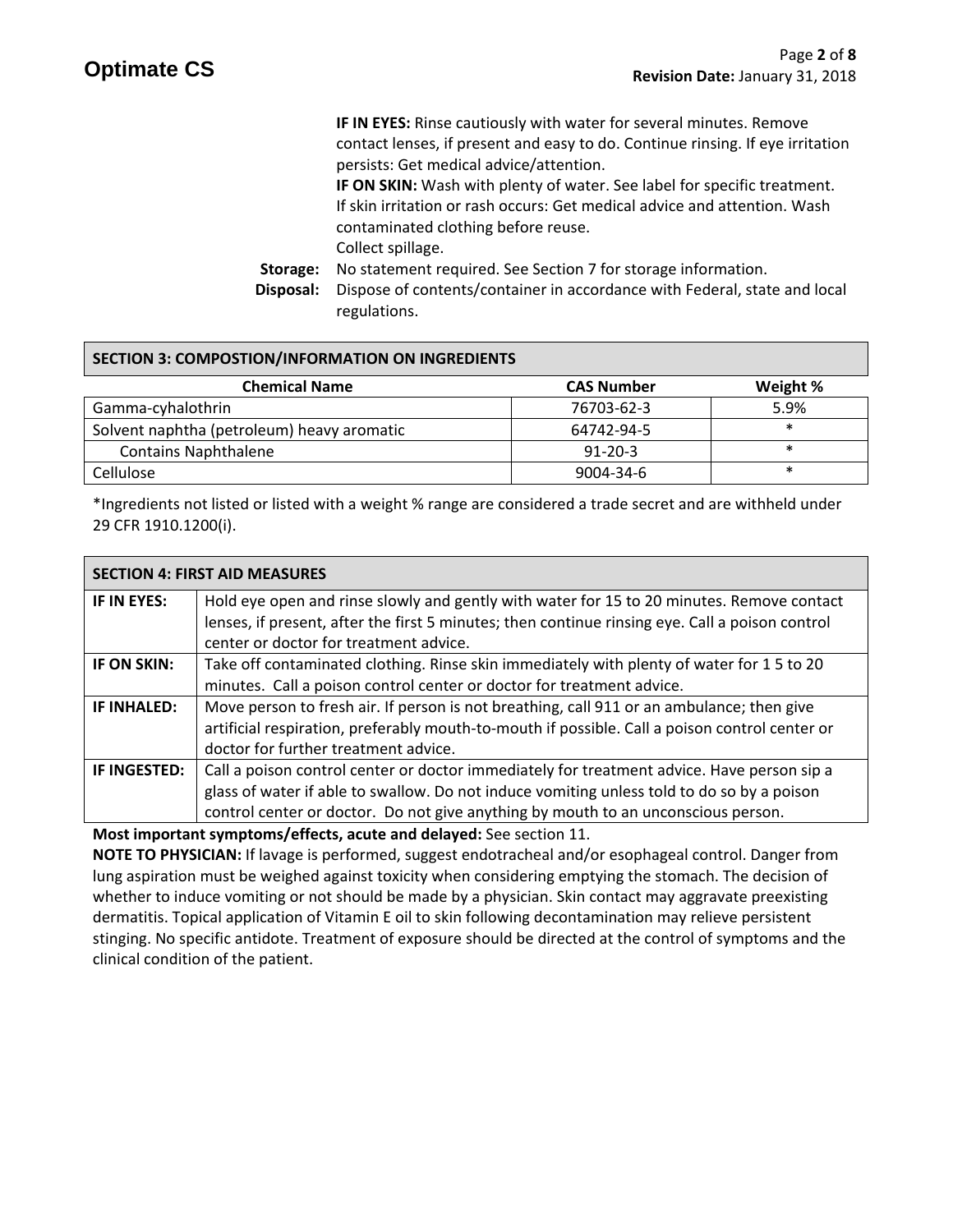**IF IN EYES:** Rinse cautiously with water for several minutes. Remove contact lenses, if present and easy to do. Continue rinsing. If eye irritation persists: Get medical advice/attention.

**IF ON SKIN:** Wash with plenty of water. See label for specific treatment. If skin irritation or rash occurs: Get medical advice and attention. Wash contaminated clothing before reuse.

Collect spillage.

**Storage:** No statement required. See Section 7 for storage information.

**Disposal:** Dispose of contents/container in accordance with Federal, state and local regulations.

## SECTION 3: COMPOSTION/INFORMATION ON INGREDIENTS

| Chemical Name | CAS Number | Weight % |
|---|---|---|
| Gamma-cyhalothrin | 76703-62-3 | 5.9% |
| Solvent naphtha (petroleum) heavy aromatic | 64742-94-5 | * |
| Contains Naphthalene | 91-20-3 | * |
| Cellulose | 9004-34-6 | * |

*Ingredients not listed or listed with a weight % range are considered a trade secret and are withheld under 29 CFR 1910.1200(i).

## SECTION 4: FIRST AID MEASURES

| | |
|---|---|
| **IF IN EYES:** | Hold eye open and rinse slowly and gently with water for 15 to 20 minutes. Remove contact lenses, if present, after the first 5 minutes; then continue rinsing eye. Call a poison control center or doctor for treatment advice. |
| **IF ON SKIN:** | Take off contaminated clothing. Rinse skin immediately with plenty of water for 1 5 to 20 minutes. Call a poison control center or doctor for treatment advice. |
| **IF INHALED:** | Move person to fresh air. If person is not breathing, call 911 or an ambulance; then give artificial respiration, preferably mouth-to-mouth if possible. Call a poison control center or doctor for further treatment advice. |
| **IF INGESTED:** | Call a poison control center or doctor immediately for treatment advice. Have person sip a glass of water if able to swallow. Do not induce vomiting unless told to do so by a poison control center or doctor. Do not give anything by mouth to an unconscious person. |

**Most important symptoms/effects, acute and delayed:** See section 11.

**NOTE TO PHYSICIAN:** If lavage is performed, suggest endotracheal and/or esophageal control. Danger from lung aspiration must be weighed against toxicity when considering emptying the stomach. The decision of whether to induce vomiting or not should be made by a physician. Skin contact may aggravate preexisting dermatitis. Topical application of Vitamin E oil to skin following decontamination may relieve persistent stinging. No specific antidote. Treatment of exposure should be directed at the control of symptoms and the clinical condition of the patient.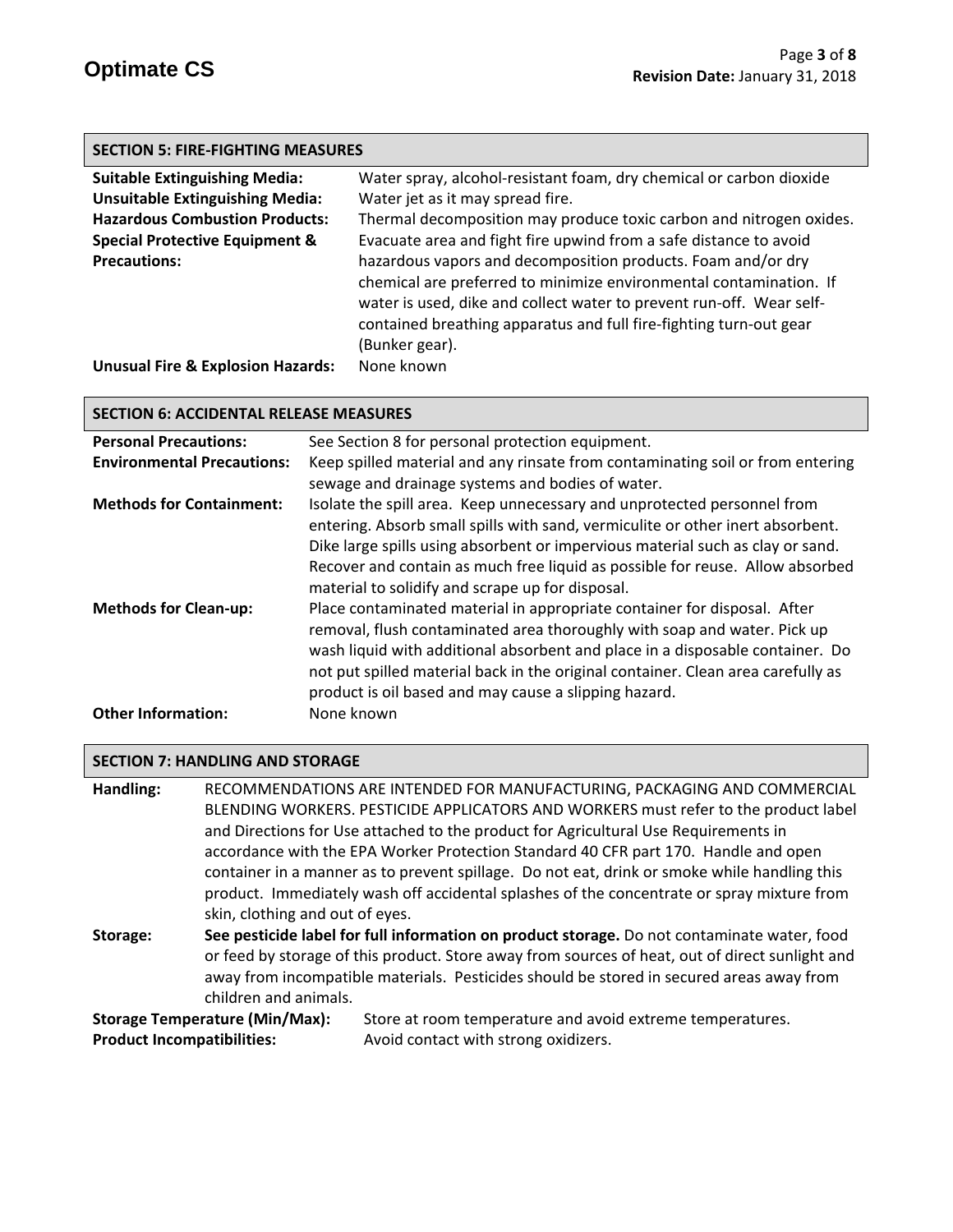## SECTION 5: FIRE-FIGHTING MEASURES

**Suitable Extinguishing Media:** Water spray, alcohol-resistant foam, dry chemical or carbon dioxide

**Unsuitable Extinguishing Media:** Water jet as it may spread fire.

**Hazardous Combustion Products:** Thermal decomposition may produce toxic carbon and nitrogen oxides.

**Special Protective Equipment & Precautions:** Evacuate area and fight fire upwind from a safe distance to avoid hazardous vapors and decomposition products. Foam and/or dry chemical are preferred to minimize environmental contamination. If water is used, dike and collect water to prevent run-off. Wear self-contained breathing apparatus and full fire-fighting turn-out gear (Bunker gear).

**Unusual Fire & Explosion Hazards:** None known

## SECTION 6: ACCIDENTAL RELEASE MEASURES

**Personal Precautions:** See Section 8 for personal protection equipment.

**Environmental Precautions:** Keep spilled material and any rinsate from contaminating soil or from entering sewage and drainage systems and bodies of water.

**Methods for Containment:** Isolate the spill area. Keep unnecessary and unprotected personnel from entering. Absorb small spills with sand, vermiculite or other inert absorbent. Dike large spills using absorbent or impervious material such as clay or sand. Recover and contain as much free liquid as possible for reuse. Allow absorbed material to solidify and scrape up for disposal.

**Methods for Clean-up:** Place contaminated material in appropriate container for disposal. After removal, flush contaminated area thoroughly with soap and water. Pick up wash liquid with additional absorbent and place in a disposable container. Do not put spilled material back in the original container. Clean area carefully as product is oil based and may cause a slipping hazard.

**Other Information:** None known

## SECTION 7: HANDLING AND STORAGE

**Handling:** RECOMMENDATIONS ARE INTENDED FOR MANUFACTURING, PACKAGING AND COMMERCIAL BLENDING WORKERS. PESTICIDE APPLICATORS AND WORKERS must refer to the product label and Directions for Use attached to the product for Agricultural Use Requirements in accordance with the EPA Worker Protection Standard 40 CFR part 170. Handle and open container in a manner as to prevent spillage. Do not eat, drink or smoke while handling this product. Immediately wash off accidental splashes of the concentrate or spray mixture from skin, clothing and out of eyes.

**Storage:** **See pesticide label for full information on product storage.** Do not contaminate water, food or feed by storage of this product. Store away from sources of heat, out of direct sunlight and away from incompatible materials. Pesticides should be stored in secured areas away from children and animals.

**Storage Temperature (Min/Max):** Store at room temperature and avoid extreme temperatures.

**Product Incompatibilities:** Avoid contact with strong oxidizers.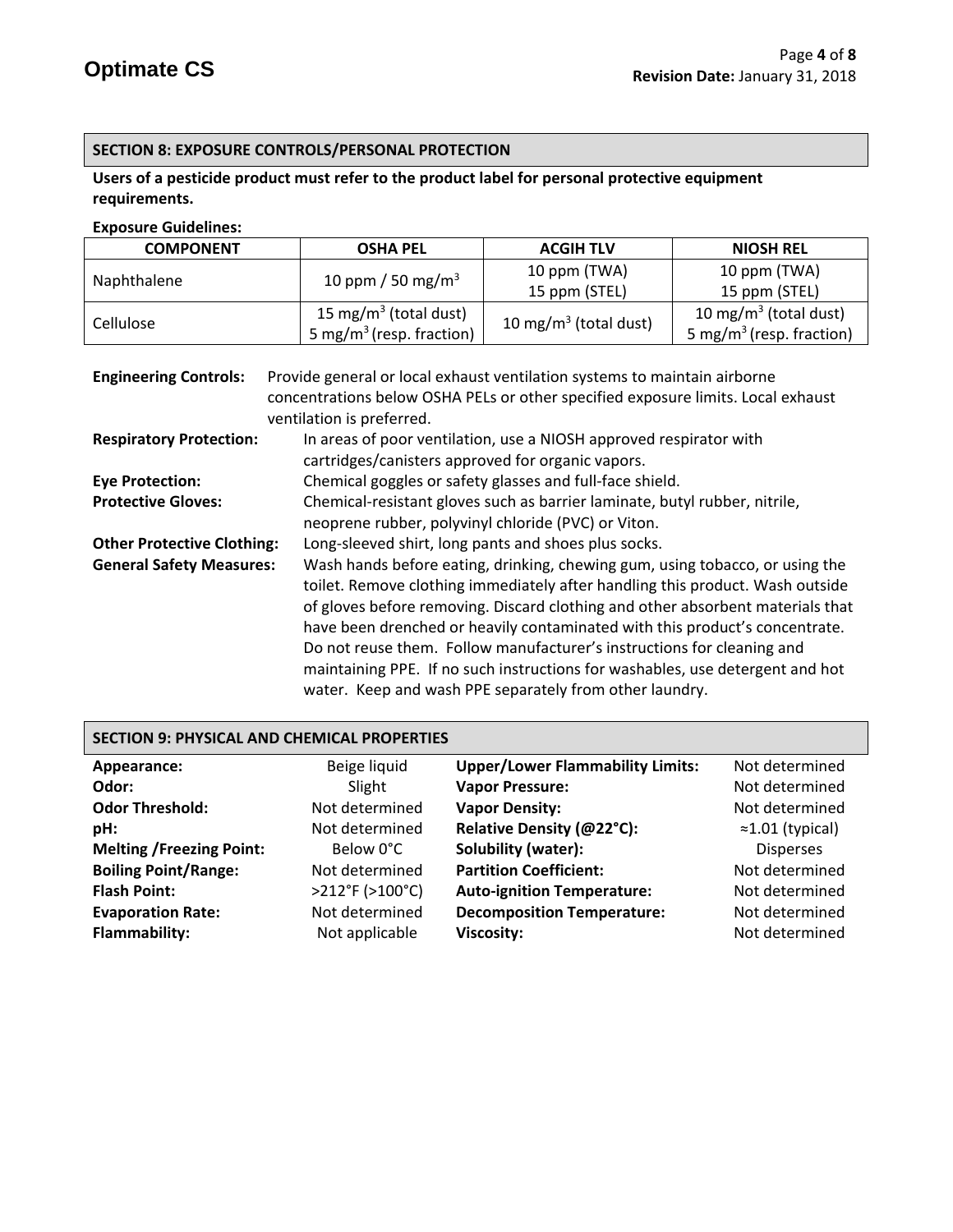## SECTION 8: EXPOSURE CONTROLS/PERSONAL PROTECTION

**Users of a pesticide product must refer to the product label for personal protective equipment requirements.**

**Exposure Guidelines:**

| COMPONENT | OSHA PEL | ACGIH TLV | NIOSH REL |
|---|---|---|---|
| Naphthalene | 10 ppm / 50 mg/m$^3$ | 10 ppm (TWA)<br>15 ppm (STEL) | 10 ppm (TWA)<br>15 ppm (STEL) |
| Cellulose | 15 mg/m$^3$ (total dust)<br>5 mg/m$^3$ (resp. fraction) | 10 mg/m$^3$ (total dust) | 10 mg/m$^3$ (total dust)<br>5 mg/m$^3$ (resp. fraction) |

**Engineering Controls:** Provide general or local exhaust ventilation systems to maintain airborne concentrations below OSHA PELs or other specified exposure limits. Local exhaust ventilation is preferred.

**Respiratory Protection:** In areas of poor ventilation, use a NIOSH approved respirator with cartridges/canisters approved for organic vapors.

**Eye Protection:** Chemical goggles or safety glasses and full-face shield.

**Protective Gloves:** Chemical-resistant gloves such as barrier laminate, butyl rubber, nitrile, neoprene rubber, polyvinyl chloride (PVC) or Viton.

**Other Protective Clothing:** Long-sleeved shirt, long pants and shoes plus socks.

**General Safety Measures:** Wash hands before eating, drinking, chewing gum, using tobacco, or using the toilet. Remove clothing immediately after handling this product. Wash outside of gloves before removing. Discard clothing and other absorbent materials that have been drenched or heavily contaminated with this product's concentrate. Do not reuse them. Follow manufacturer's instructions for cleaning and maintaining PPE. If no such instructions for washables, use detergent and hot water. Keep and wash PPE separately from other laundry.

## SECTION 9: PHYSICAL AND CHEMICAL PROPERTIES

| | | | |
|---|---|---|---|
| **Appearance:** | Beige liquid | **Upper/Lower Flammability Limits:** | Not determined |
| **Odor:** | Slight | **Vapor Pressure:** | Not determined |
| **Odor Threshold:** | Not determined | **Vapor Density:** | Not determined |
| **pH:** | Not determined | **Relative Density (@22°C):** | ≈1.01 (typical) |
| **Melting /Freezing Point:** | Below 0°C | **Solubility (water):** | Disperses |
| **Boiling Point/Range:** | Not determined | **Partition Coefficient:** | Not determined |
| **Flash Point:** | >212°F (>100°C) | **Auto-ignition Temperature:** | Not determined |
| **Evaporation Rate:** | Not determined | **Decomposition Temperature:** | Not determined |
| **Flammability:** | Not applicable | **Viscosity:** | Not determined |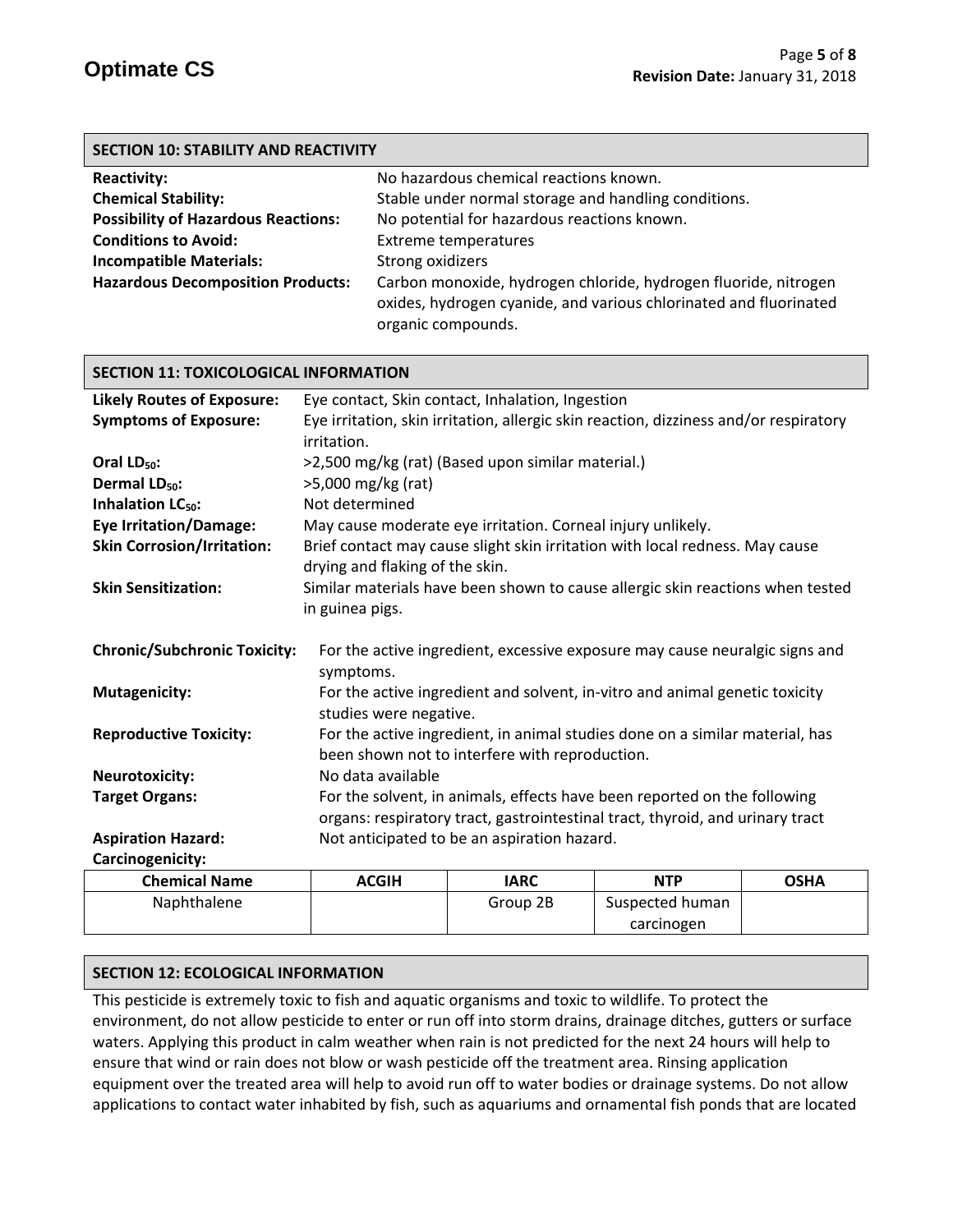## SECTION 10: STABILITY AND REACTIVITY

**Reactivity:** No hazardous chemical reactions known.

**Chemical Stability:** Stable under normal storage and handling conditions.

**Possibility of Hazardous Reactions:** No potential for hazardous reactions known.

**Conditions to Avoid:** Extreme temperatures

**Incompatible Materials:** Strong oxidizers

**Hazardous Decomposition Products:** Carbon monoxide, hydrogen chloride, hydrogen fluoride, nitrogen oxides, hydrogen cyanide, and various chlorinated and fluorinated organic compounds.

## SECTION 11: TOXICOLOGICAL INFORMATION

**Likely Routes of Exposure:** Eye contact, Skin contact, Inhalation, Ingestion

**Symptoms of Exposure:** Eye irritation, skin irritation, allergic skin reaction, dizziness and/or respiratory irritation.

**Oral $LD_{50}$:** >2,500 mg/kg (rat) (Based upon similar material.)

**Dermal $LD_{50}$:** >5,000 mg/kg (rat)

**Inhalation $LC_{50}$:** Not determined

**Eye Irritation/Damage:** May cause moderate eye irritation. Corneal injury unlikely.

**Skin Corrosion/Irritation:** Brief contact may cause slight skin irritation with local redness. May cause drying and flaking of the skin.

**Skin Sensitization:** Similar materials have been shown to cause allergic skin reactions when tested in guinea pigs.

**Chronic/Subchronic Toxicity:** For the active ingredient, excessive exposure may cause neuralgic signs and symptoms.

**Mutagenicity:** For the active ingredient and solvent, in-vitro and animal genetic toxicity studies were negative.

**Reproductive Toxicity:** For the active ingredient, in animal studies done on a similar material, has been shown not to interfere with reproduction.

**Neurotoxicity:** No data available

**Target Organs:** For the solvent, in animals, effects have been reported on the following organs: respiratory tract, gastrointestinal tract, thyroid, and urinary tract

**Aspiration Hazard:** Not anticipated to be an aspiration hazard.

**Carcinogenicity:**

| Chemical Name | ACGIH | IARC | NTP | OSHA |
|---|---|---|---|---|
| Naphthalene | | Group 2B | Suspected human carcinogen | |

## SECTION 12: ECOLOGICAL INFORMATION

This pesticide is extremely toxic to fish and aquatic organisms and toxic to wildlife. To protect the environment, do not allow pesticide to enter or run off into storm drains, drainage ditches, gutters or surface waters. Applying this product in calm weather when rain is not predicted for the next 24 hours will help to ensure that wind or rain does not blow or wash pesticide off the treatment area. Rinsing application equipment over the treated area will help to avoid run off to water bodies or drainage systems. Do not allow applications to contact water inhabited by fish, such as aquariums and ornamental fish ponds that are located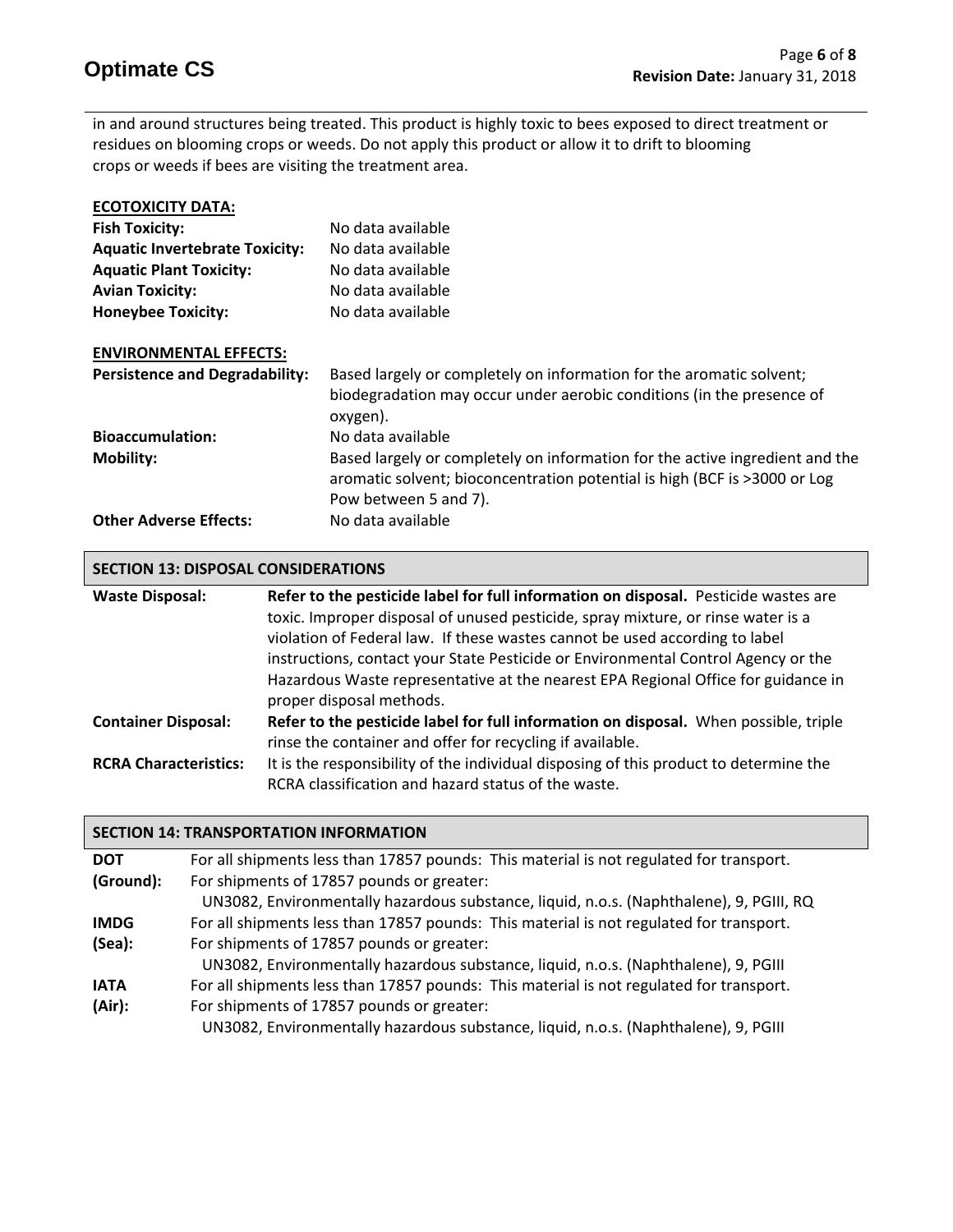in and around structures being treated. This product is highly toxic to bees exposed to direct treatment or residues on blooming crops or weeds. Do not apply this product or allow it to drift to blooming crops or weeds if bees are visiting the treatment area.

**ECOTOXICITY DATA:**

| | |
|---|---|
| **Fish Toxicity:** | No data available |
| **Aquatic Invertebrate Toxicity:** | No data available |
| **Aquatic Plant Toxicity:** | No data available |
| **Avian Toxicity:** | No data available |
| **Honeybee Toxicity:** | No data available |

**ENVIRONMENTAL EFFECTS:**

| | |
|---|---|
| **Persistence and Degradability:** | Based largely or completely on information for the aromatic solvent; biodegradation may occur under aerobic conditions (in the presence of oxygen). |
| **Bioaccumulation:** | No data available |
| **Mobility:** | Based largely or completely on information for the active ingredient and the aromatic solvent; bioconcentration potential is high (BCF is >3000 or Log Pow between 5 and 7). |
| **Other Adverse Effects:** | No data available |

## SECTION 13: DISPOSAL CONSIDERATIONS

| | |
|---|---|
| **Waste Disposal:** | **Refer to the pesticide label for full information on disposal.** Pesticide wastes are toxic. Improper disposal of unused pesticide, spray mixture, or rinse water is a violation of Federal law. If these wastes cannot be used according to label instructions, contact your State Pesticide or Environmental Control Agency or the Hazardous Waste representative at the nearest EPA Regional Office for guidance in proper disposal methods. |
| **Container Disposal:** | **Refer to the pesticide label for full information on disposal.** When possible, triple rinse the container and offer for recycling if available. |
| **RCRA Characteristics:** | It is the responsibility of the individual disposing of this product to determine the RCRA classification and hazard status of the waste. |

## SECTION 14: TRANSPORTATION INFORMATION

| | |
|---|---|
| **DOT (Ground):** | For all shipments less than 17857 pounds: This material is not regulated for transport.<br>For shipments of 17857 pounds or greater:<br>UN3082, Environmentally hazardous substance, liquid, n.o.s. (Naphthalene), 9, PGIII, RQ |
| **IMDG (Sea):** | For all shipments less than 17857 pounds: This material is not regulated for transport.<br>For shipments of 17857 pounds or greater:<br>UN3082, Environmentally hazardous substance, liquid, n.o.s. (Naphthalene), 9, PGIII |
| **IATA (Air):** | For all shipments less than 17857 pounds: This material is not regulated for transport.<br>For shipments of 17857 pounds or greater:<br>UN3082, Environmentally hazardous substance, liquid, n.o.s. (Naphthalene), 9, PGIII |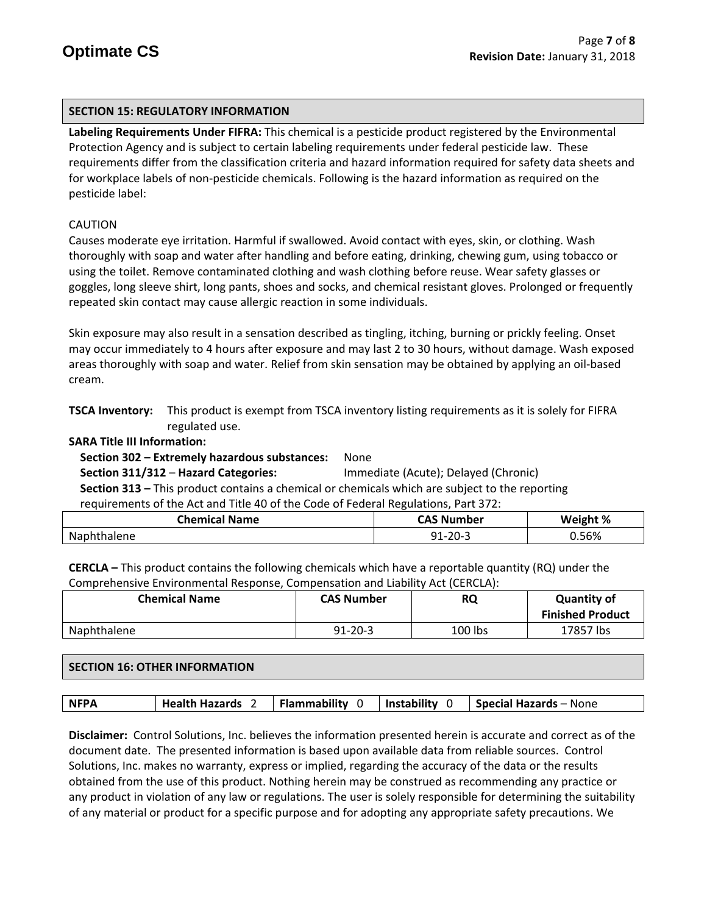## SECTION 15: REGULATORY INFORMATION

**Labeling Requirements Under FIFRA:** This chemical is a pesticide product registered by the Environmental Protection Agency and is subject to certain labeling requirements under federal pesticide law. These requirements differ from the classification criteria and hazard information required for safety data sheets and for workplace labels of non-pesticide chemicals. Following is the hazard information as required on the pesticide label:

CAUTION

Causes moderate eye irritation. Harmful if swallowed. Avoid contact with eyes, skin, or clothing. Wash thoroughly with soap and water after handling and before eating, drinking, chewing gum, using tobacco or using the toilet. Remove contaminated clothing and wash clothing before reuse. Wear safety glasses or goggles, long sleeve shirt, long pants, shoes and socks, and chemical resistant gloves. Prolonged or frequently repeated skin contact may cause allergic reaction in some individuals.

Skin exposure may also result in a sensation described as tingling, itching, burning or prickly feeling. Onset may occur immediately to 4 hours after exposure and may last 2 to 30 hours, without damage. Wash exposed areas thoroughly with soap and water. Relief from skin sensation may be obtained by applying an oil-based cream.

**TSCA Inventory:** This product is exempt from TSCA inventory listing requirements as it is solely for FIFRA regulated use.

**SARA Title III Information:**

**Section 302 – Extremely hazardous substances:** None

**Section 311/312 – Hazard Categories:** Immediate (Acute); Delayed (Chronic)

**Section 313 –** This product contains a chemical or chemicals which are subject to the reporting requirements of the Act and Title 40 of the Code of Federal Regulations, Part 372:

| Chemical Name | CAS Number | Weight % |
|---|---|---|
| Naphthalene | 91-20-3 | 0.56% |

**CERCLA –** This product contains the following chemicals which have a reportable quantity (RQ) under the Comprehensive Environmental Response, Compensation and Liability Act (CERCLA):

| Chemical Name | CAS Number | RQ | Quantity of Finished Product |
|---|---|---|---|
| Naphthalene | 91-20-3 | 100 lbs | 17857 lbs |

## SECTION 16: OTHER INFORMATION

| NFPA | Health Hazards 2 | Flammability 0 | Instability 0 | Special Hazards – None |
|---|---|---|---|---|

**Disclaimer:** Control Solutions, Inc. believes the information presented herein is accurate and correct as of the document date. The presented information is based upon available data from reliable sources. Control Solutions, Inc. makes no warranty, express or implied, regarding the accuracy of the data or the results obtained from the use of this product. Nothing herein may be construed as recommending any practice or any product in violation of any law or regulations. The user is solely responsible for determining the suitability of any material or product for a specific purpose and for adopting any appropriate safety precautions. We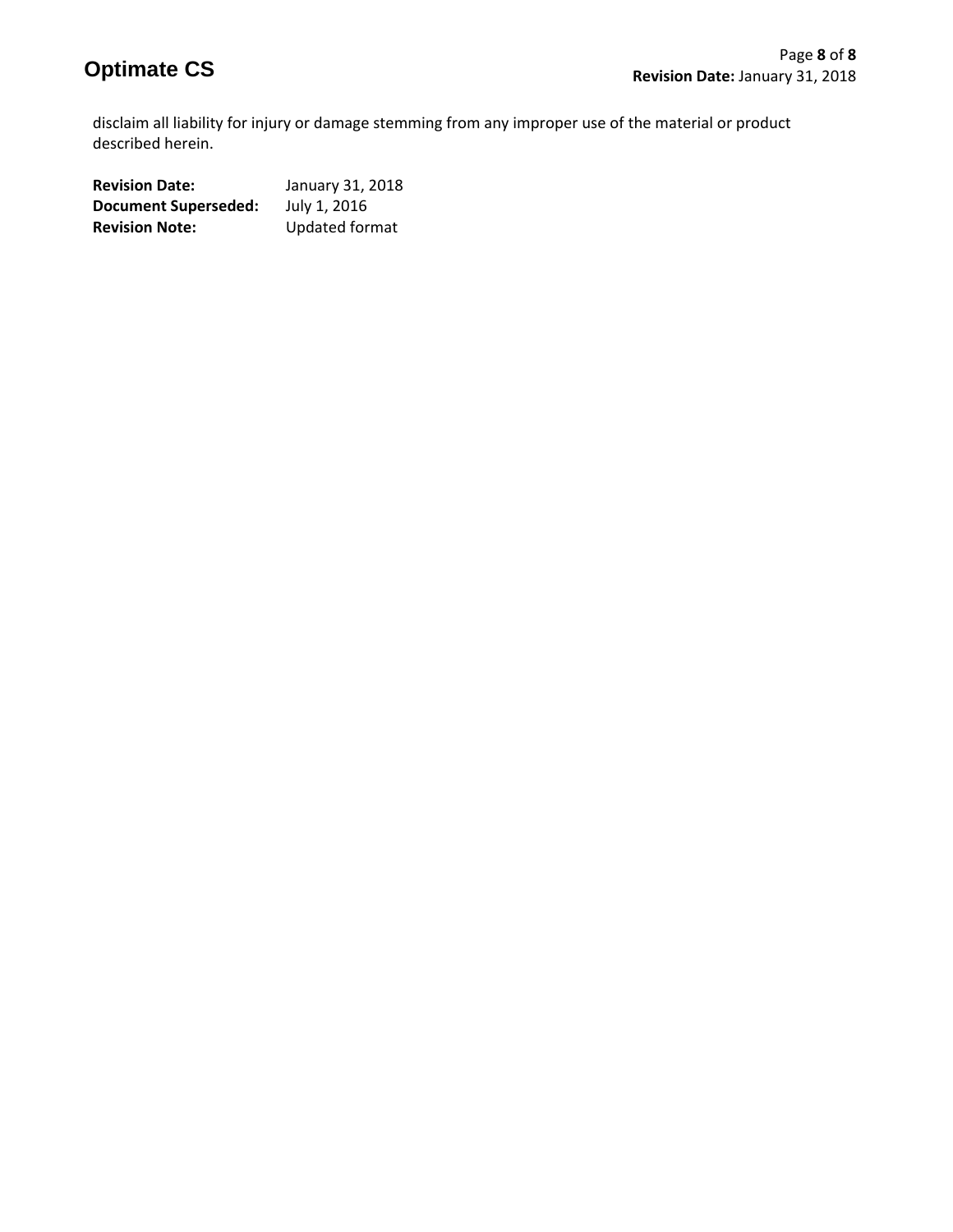disclaim all liability for injury or damage stemming from any improper use of the material or product described herein.

**Revision Date:** January 31, 2018
**Document Superseded:** July 1, 2016
**Revision Note:** Updated format